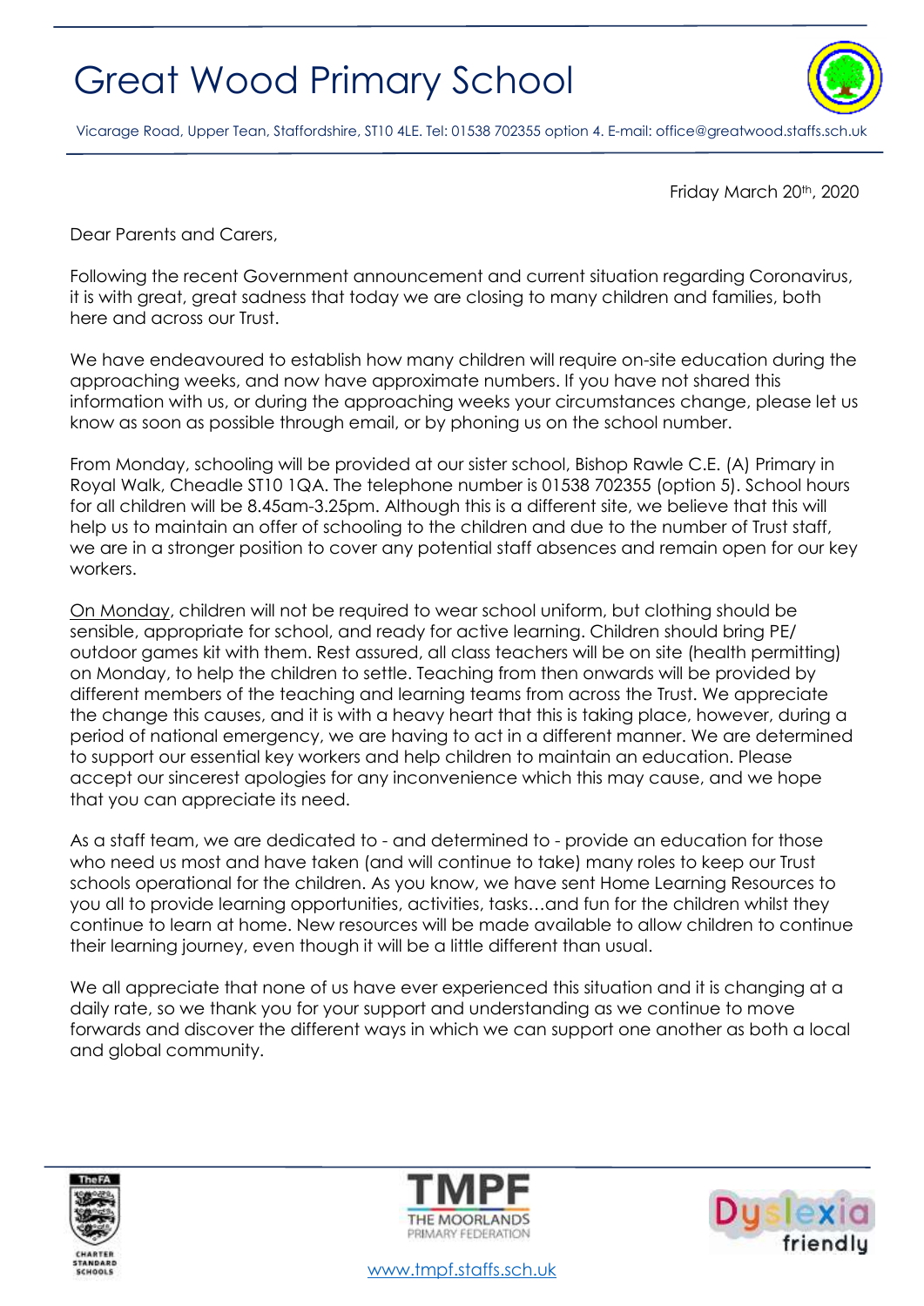# Great Wood Primary School

Vicarage Road, Upper Tean, Staffordshire, ST10 4LE. Tel: 01538 702355 option 4. E-mail: office@greatwood.staffs.sch.uk

Friday March 20th, 2020

Dear Parents and Carers,

Following the recent Government announcement and current situation regarding Coronavirus, it is with great, great sadness that today we are closing to many children and families, both here and across our Trust.

We have endeavoured to establish how many children will require on-site education during the approaching weeks, and now have approximate numbers. If you have not shared this information with us, or during the approaching weeks your circumstances change, please let us know as soon as possible through email, or by phoning us on the school number.

From Monday, schooling will be provided at our sister school, Bishop Rawle C.E. (A) Primary in Royal Walk, Cheadle ST10 1QA. The telephone number is 01538 702355 (option 5). School hours for all children will be 8.45am-3.25pm. Although this is a different site, we believe that this will help us to maintain an offer of schooling to the children and due to the number of Trust staff, we are in a stronger position to cover any potential staff absences and remain open for our key workers.

On Monday, children will not be required to wear school uniform, but clothing should be sensible, appropriate for school, and ready for active learning. Children should bring PE/ outdoor games kit with them. Rest assured, all class teachers will be on site (health permitting) on Monday, to help the children to settle. Teaching from then onwards will be provided by different members of the teaching and learning teams from across the Trust. We appreciate the change this causes, and it is with a heavy heart that this is taking place, however, during a period of national emergency, we are having to act in a different manner. We are determined to support our essential key workers and help children to maintain an education. Please accept our sincerest apologies for any inconvenience which this may cause, and we hope that you can appreciate its need.

As a staff team, we are dedicated to - and determined to - provide an education for those who need us most and have taken (and will continue to take) many roles to keep our Trust schools operational for the children. As you know, we have sent Home Learning Resources to you all to provide learning opportunities, activities, tasks…and fun for the children whilst they continue to learn at home. New resources will be made available to allow children to continue their learning journey, even though it will be a little different than usual.

We all appreciate that none of us have ever experienced this situation and it is changing at a daily rate, so we thank you for your support and understanding as we continue to move forwards and discover the different ways in which we can support one another as both a local and global community.

www.tmpf.staffs.sch.uk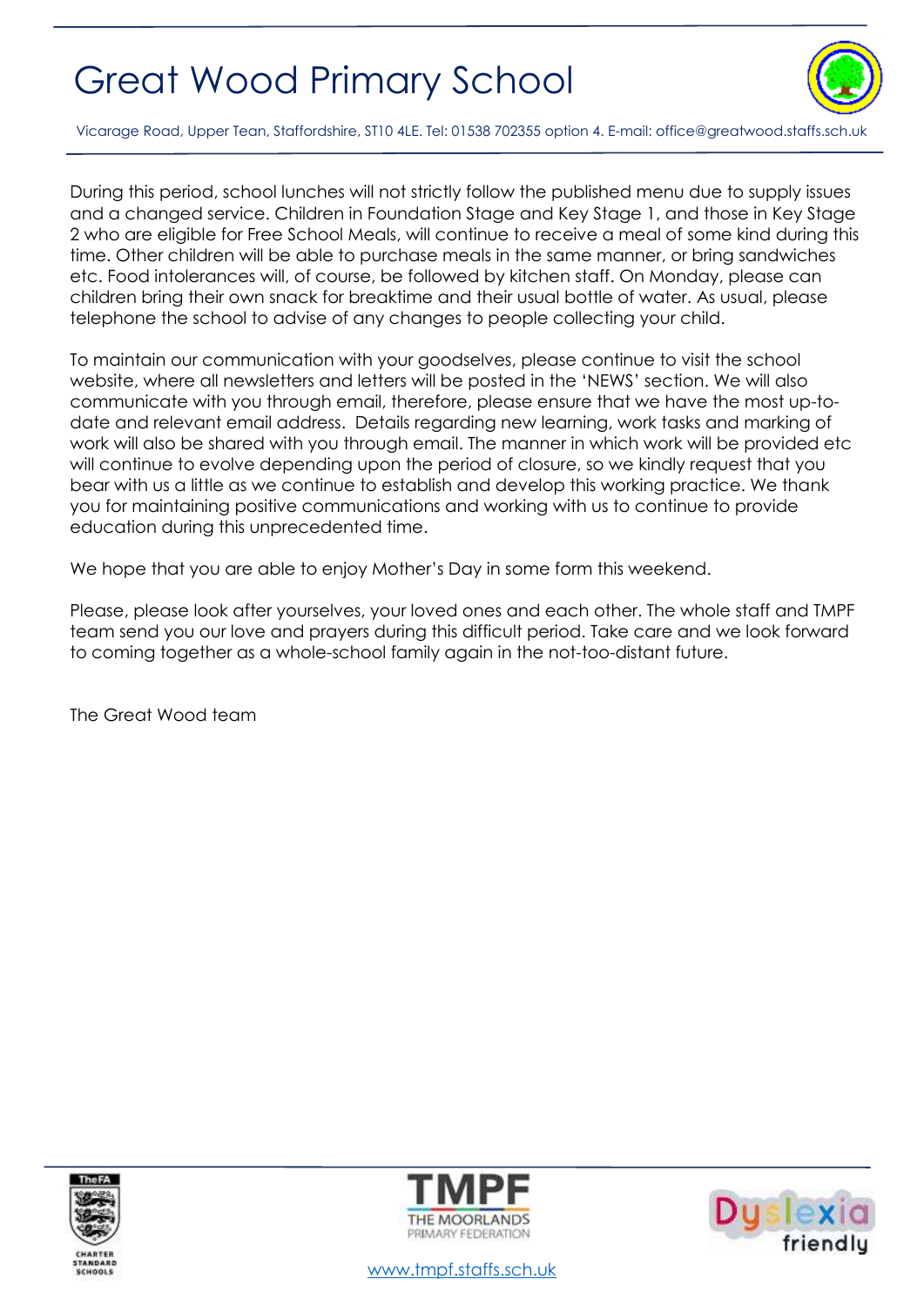# Great Wood Primary School

Vicarage Road, Upper Tean, Staffordshire, ST10 4LE. Tel: 01538 702355 option 4. E-mail: office@greatwood.staffs.sch.uk

During this period, school lunches will not strictly follow the published menu due to supply issues and a changed service. Children in Foundation Stage and Key Stage 1, and those in Key Stage 2 who are eligible for Free School Meals, will continue to receive a meal of some kind during this time. Other children will be able to purchase meals in the same manner, or bring sandwiches etc. Food intolerances will, of course, be followed by kitchen staff. On Monday, please can children bring their own snack for breaktime and their usual bottle of water. As usual, please telephone the school to advise of any changes to people collecting your child.

To maintain our communication with your goodselves, please continue to visit the school website, where all newsletters and letters will be posted in the 'NEWS' section. We will also communicate with you through email, therefore, please ensure that we have the most up-to-date and relevant email address. Details regarding new learning, work tasks and marking of work will also be shared with you through email. The manner in which work will be provided etc will continue to evolve depending upon the period of closure, so we kindly request that you bear with us a little as we continue to establish and develop this working practice. We thank you for maintaining positive communications and working with us to continue to provide education during this unprecedented time.

We hope that you are able to enjoy Mother's Day in some form this weekend.

Please, please look after yourselves, your loved ones and each other. The whole staff and TMPF team send you our love and prayers during this difficult period. Take care and we look forward to coming together as a whole-school family again in the not-too-distant future.

The Great Wood team

www.tmpf.staffs.sch.uk